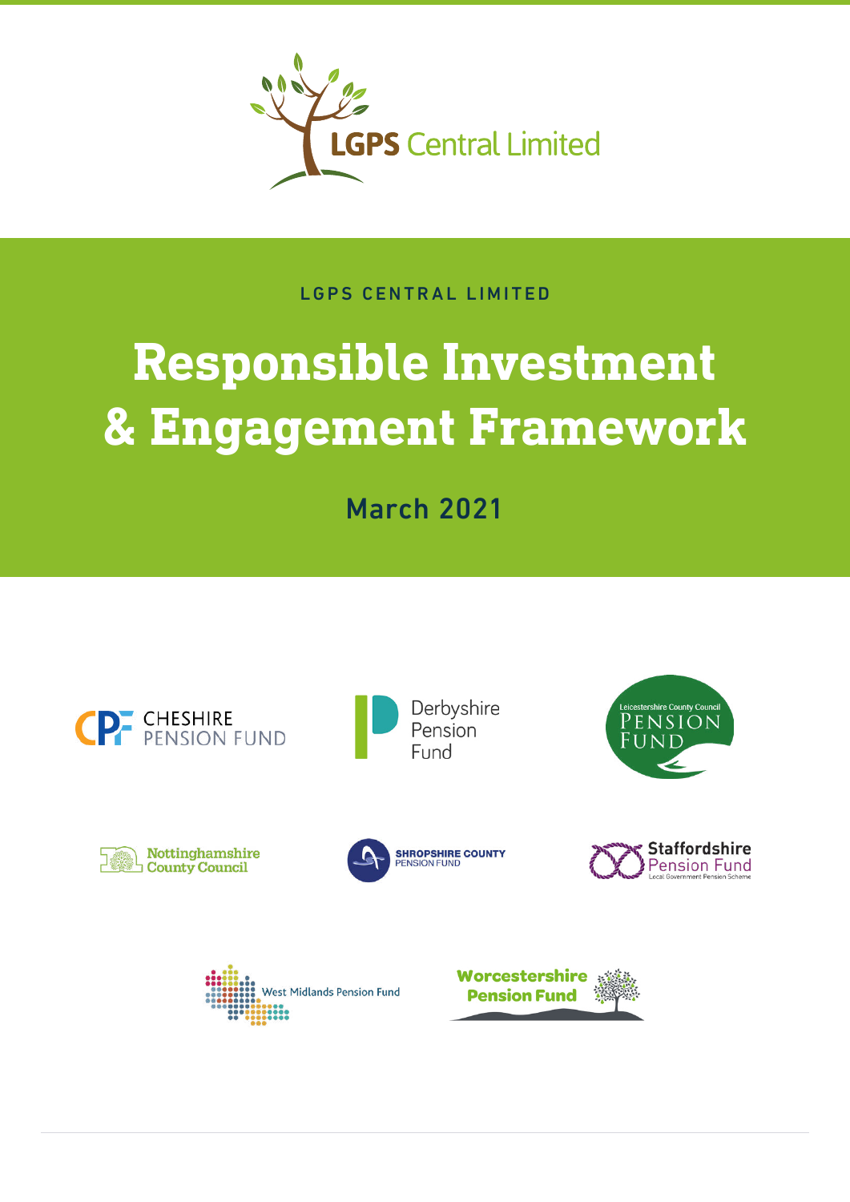LGPS Central Limited

LGPS CENTRAL LIMITED

# Responsible Investment & Engagement Framework

## March 2021

Cheshire Pension Fund

Derbyshire Pension Fund

Leicestershire County Council Pension Fund

Nottinghamshire County Council

Shropshire County Pension Fund

Staffordshire Pension Fund Local Government Pension Scheme

West Midlands Pension Fund

Worcestershire Pension Fund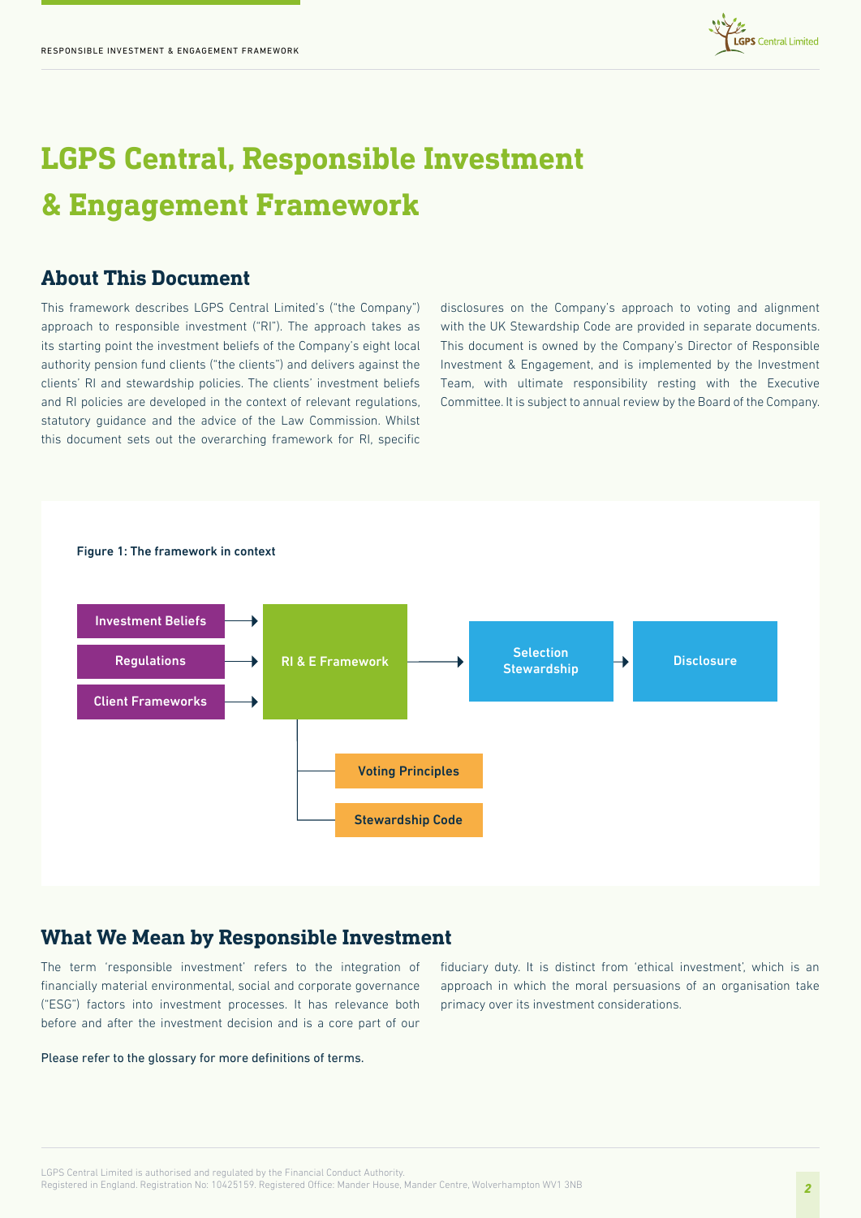# LGPS Central, Responsible Investment & Engagement Framework

## About This Document

This framework describes LGPS Central Limited's ("the Company") approach to responsible investment ("RI"). The approach takes as its starting point the investment beliefs of the Company's eight local authority pension fund clients ("the clients") and delivers against the clients' RI and stewardship policies. The clients' investment beliefs and RI policies are developed in the context of relevant regulations, statutory guidance and the advice of the Law Commission. Whilst this document sets out the overarching framework for RI, specific disclosures on the Company's approach to voting and alignment with the UK Stewardship Code are provided in separate documents. This document is owned by the Company's Director of Responsible Investment & Engagement, and is implemented by the Investment Team, with ultimate responsibility resting with the Executive Committee. It is subject to annual review by the Board of the Company.

**Figure 1: The framework in context**

Investment Beliefs → RI & E Framework
Regulations → RI & E Framework
Client Frameworks → RI & E Framework
RI & E Framework → Selection Stewardship → Disclosure
RI & E Framework — Voting Principles
RI & E Framework — Stewardship Code

## What We Mean by Responsible Investment

The term 'responsible investment' refers to the integration of financially material environmental, social and corporate governance ("ESG") factors into investment processes. It has relevance both before and after the investment decision and is a core part of our fiduciary duty. It is distinct from 'ethical investment', which is an approach in which the moral persuasions of an organisation take primacy over its investment considerations.

Please refer to the glossary for more definitions of terms.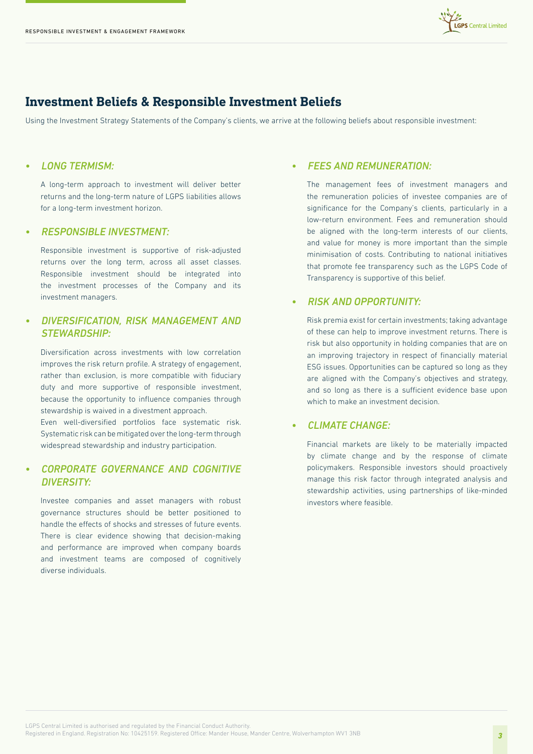## Investment Beliefs & Responsible Investment Beliefs

Using the Investment Strategy Statements of the Company's clients, we arrive at the following beliefs about responsible investment:

- ***LONG TERMISM:***

  A long-term approach to investment will deliver better returns and the long-term nature of LGPS liabilities allows for a long-term investment horizon.

- ***RESPONSIBLE INVESTMENT:***

  Responsible investment is supportive of risk-adjusted returns over the long term, across all asset classes. Responsible investment should be integrated into the investment processes of the Company and its investment managers.

- ***DIVERSIFICATION, RISK MANAGEMENT AND STEWARDSHIP:***

  Diversification across investments with low correlation improves the risk return profile. A strategy of engagement, rather than exclusion, is more compatible with fiduciary duty and more supportive of responsible investment, because the opportunity to influence companies through stewardship is waived in a divestment approach.

  Even well-diversified portfolios face systematic risk. Systematic risk can be mitigated over the long-term through widespread stewardship and industry participation.

- ***CORPORATE GOVERNANCE AND COGNITIVE DIVERSITY:***

  Investee companies and asset managers with robust governance structures should be better positioned to handle the effects of shocks and stresses of future events. There is clear evidence showing that decision-making and performance are improved when company boards and investment teams are composed of cognitively diverse individuals.

- ***FEES AND REMUNERATION:***

  The management fees of investment managers and the remuneration policies of investee companies are of significance for the Company's clients, particularly in a low-return environment. Fees and remuneration should be aligned with the long-term interests of our clients, and value for money is more important than the simple minimisation of costs. Contributing to national initiatives that promote fee transparency such as the LGPS Code of Transparency is supportive of this belief.

- ***RISK AND OPPORTUNITY:***

  Risk premia exist for certain investments; taking advantage of these can help to improve investment returns. There is risk but also opportunity in holding companies that are on an improving trajectory in respect of financially material ESG issues. Opportunities can be captured so long as they are aligned with the Company's objectives and strategy, and so long as there is a sufficient evidence base upon which to make an investment decision.

- ***CLIMATE CHANGE:***

  Financial markets are likely to be materially impacted by climate change and by the response of climate policymakers. Responsible investors should proactively manage this risk factor through integrated analysis and stewardship activities, using partnerships of like-minded investors where feasible.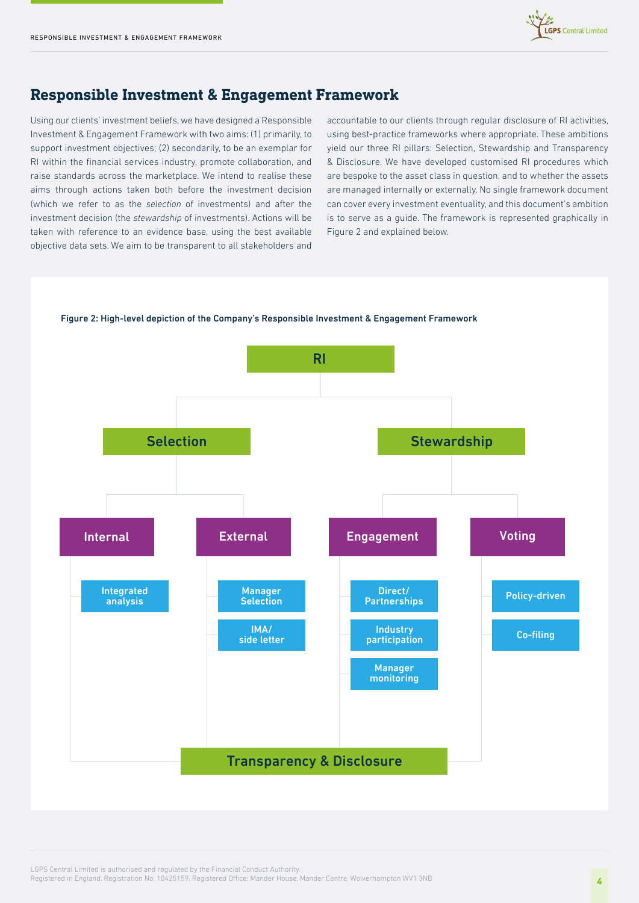## Responsible Investment & Engagement Framework

Using our clients' investment beliefs, we have designed a Responsible Investment & Engagement Framework with two aims: (1) primarily, to support investment objectives; (2) secondarily, to be an exemplar for RI within the financial services industry, promote collaboration, and raise standards across the marketplace. We intend to realise these aims through actions taken both before the investment decision (which we refer to as the *selection* of investments) and after the investment decision (the *stewardship* of investments). Actions will be taken with reference to an evidence base, using the best available objective data sets. We aim to be transparent to all stakeholders and accountable to our clients through regular disclosure of RI activities, using best-practice frameworks where appropriate. These ambitions yield our three RI pillars: Selection, Stewardship and Transparency & Disclosure. We have developed customised RI procedures which are bespoke to the asset class in question, and to whether the assets are managed internally or externally. No single framework document can cover every investment eventuality, and this document's ambition is to serve as a guide. The framework is represented graphically in Figure 2 and explained below.

**Figure 2: High-level depiction of the Company's Responsible Investment & Engagement Framework**

- RI
  - Selection
    - Internal
      - Integrated analysis
    - External
      - Manager Selection
      - IMA/ side letter
  - Stewardship
    - Engagement
      - Direct/ Partnerships
      - Industry participation
      - Manager monitoring
    - Voting
      - Policy-driven
      - Co-filing
- Transparency & Disclosure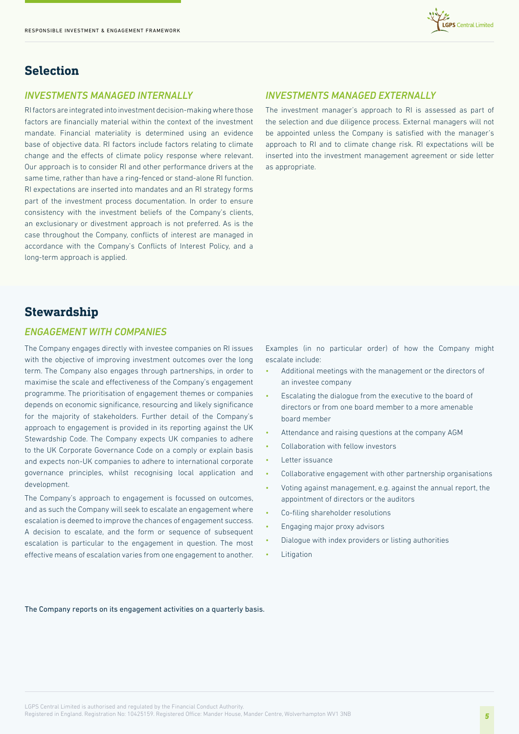## Selection

### INVESTMENTS MANAGED INTERNALLY

RI factors are integrated into investment decision-making where those factors are financially material within the context of the investment mandate. Financial materiality is determined using an evidence base of objective data. RI factors include factors relating to climate change and the effects of climate policy response where relevant. Our approach is to consider RI and other performance drivers at the same time, rather than have a ring-fenced or stand-alone RI function. RI expectations are inserted into mandates and an RI strategy forms part of the investment process documentation. In order to ensure consistency with the investment beliefs of the Company's clients, an exclusionary or divestment approach is not preferred. As is the case throughout the Company, conflicts of interest are managed in accordance with the Company's Conflicts of Interest Policy, and a long-term approach is applied.

### INVESTMENTS MANAGED EXTERNALLY

The investment manager's approach to RI is assessed as part of the selection and due diligence process. External managers will not be appointed unless the Company is satisfied with the manager's approach to RI and to climate change risk. RI expectations will be inserted into the investment management agreement or side letter as appropriate.

## Stewardship

### ENGAGEMENT WITH COMPANIES

The Company engages directly with investee companies on RI issues with the objective of improving investment outcomes over the long term. The Company also engages through partnerships, in order to maximise the scale and effectiveness of the Company's engagement programme. The prioritisation of engagement themes or companies depends on economic significance, resourcing and likely significance for the majority of stakeholders. Further detail of the Company's approach to engagement is provided in its reporting against the UK Stewardship Code. The Company expects UK companies to adhere to the UK Corporate Governance Code on a comply or explain basis and expects non-UK companies to adhere to international corporate governance principles, whilst recognising local application and development.

The Company's approach to engagement is focussed on outcomes, and as such the Company will seek to escalate an engagement where escalation is deemed to improve the chances of engagement success. A decision to escalate, and the form or sequence of subsequent escalation is particular to the engagement in question. The most effective means of escalation varies from one engagement to another.

Examples (in no particular order) of how the Company might escalate include:

- Additional meetings with the management or the directors of an investee company
- Escalating the dialogue from the executive to the board of directors or from one board member to a more amenable board member
- Attendance and raising questions at the company AGM
- Collaboration with fellow investors
- Letter issuance
- Collaborative engagement with other partnership organisations
- Voting against management, e.g. against the annual report, the appointment of directors or the auditors
- Co-filing shareholder resolutions
- Engaging major proxy advisors
- Dialogue with index providers or listing authorities
- Litigation

The Company reports on its engagement activities on a quarterly basis.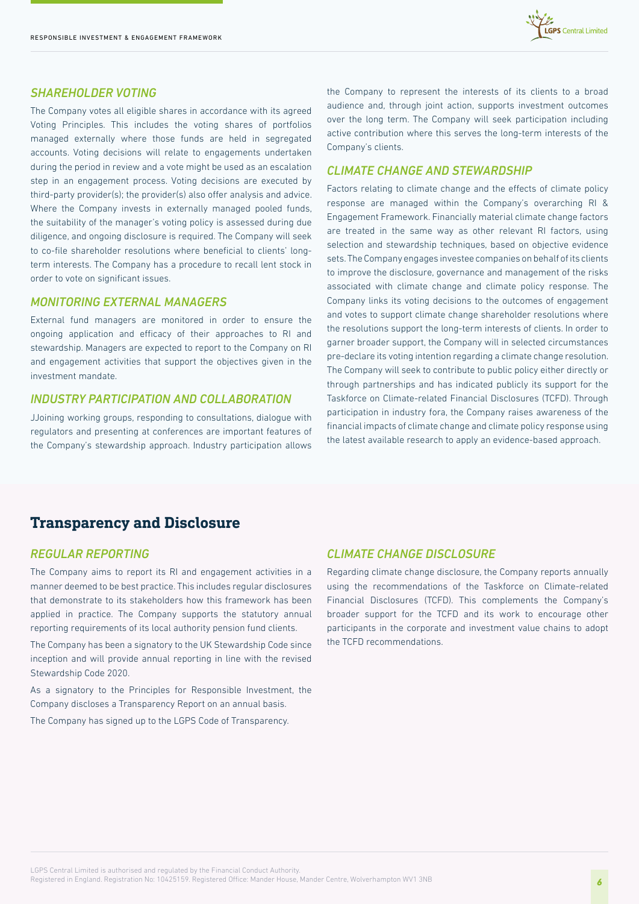### SHAREHOLDER VOTING

The Company votes all eligible shares in accordance with its agreed Voting Principles. This includes the voting shares of portfolios managed externally where those funds are held in segregated accounts. Voting decisions will relate to engagements undertaken during the period in review and a vote might be used as an escalation step in an engagement process. Voting decisions are executed by third-party provider(s); the provider(s) also offer analysis and advice. Where the Company invests in externally managed pooled funds, the suitability of the manager's voting policy is assessed during due diligence, and ongoing disclosure is required. The Company will seek to co-file shareholder resolutions where beneficial to clients' long-term interests. The Company has a procedure to recall lent stock in order to vote on significant issues.

### MONITORING EXTERNAL MANAGERS

External fund managers are monitored in order to ensure the ongoing application and efficacy of their approaches to RI and stewardship. Managers are expected to report to the Company on RI and engagement activities that support the objectives given in the investment mandate.

### INDUSTRY PARTICIPATION AND COLLABORATION

JJoining working groups, responding to consultations, dialogue with regulators and presenting at conferences are important features of the Company's stewardship approach. Industry participation allows the Company to represent the interests of its clients to a broad audience and, through joint action, supports investment outcomes over the long term. The Company will seek participation including active contribution where this serves the long-term interests of the Company's clients.

### CLIMATE CHANGE AND STEWARDSHIP

Factors relating to climate change and the effects of climate policy response are managed within the Company's overarching RI & Engagement Framework. Financially material climate change factors are treated in the same way as other relevant RI factors, using selection and stewardship techniques, based on objective evidence sets. The Company engages investee companies on behalf of its clients to improve the disclosure, governance and management of the risks associated with climate change and climate policy response. The Company links its voting decisions to the outcomes of engagement and votes to support climate change shareholder resolutions where the resolutions support the long-term interests of clients. In order to garner broader support, the Company will in selected circumstances pre-declare its voting intention regarding a climate change resolution. The Company will seek to contribute to public policy either directly or through partnerships and has indicated publicly its support for the Taskforce on Climate-related Financial Disclosures (TCFD). Through participation in industry fora, the Company raises awareness of the financial impacts of climate change and climate policy response using the latest available research to apply an evidence-based approach.

## Transparency and Disclosure

### REGULAR REPORTING

The Company aims to report its RI and engagement activities in a manner deemed to be best practice. This includes regular disclosures that demonstrate to its stakeholders how this framework has been applied in practice. The Company supports the statutory annual reporting requirements of its local authority pension fund clients.

The Company has been a signatory to the UK Stewardship Code since inception and will provide annual reporting in line with the revised Stewardship Code 2020.

As a signatory to the Principles for Responsible Investment, the Company discloses a Transparency Report on an annual basis.

The Company has signed up to the LGPS Code of Transparency.

### CLIMATE CHANGE DISCLOSURE

Regarding climate change disclosure, the Company reports annually using the recommendations of the Taskforce on Climate-related Financial Disclosures (TCFD). This complements the Company's broader support for the TCFD and its work to encourage other participants in the corporate and investment value chains to adopt the TCFD recommendations.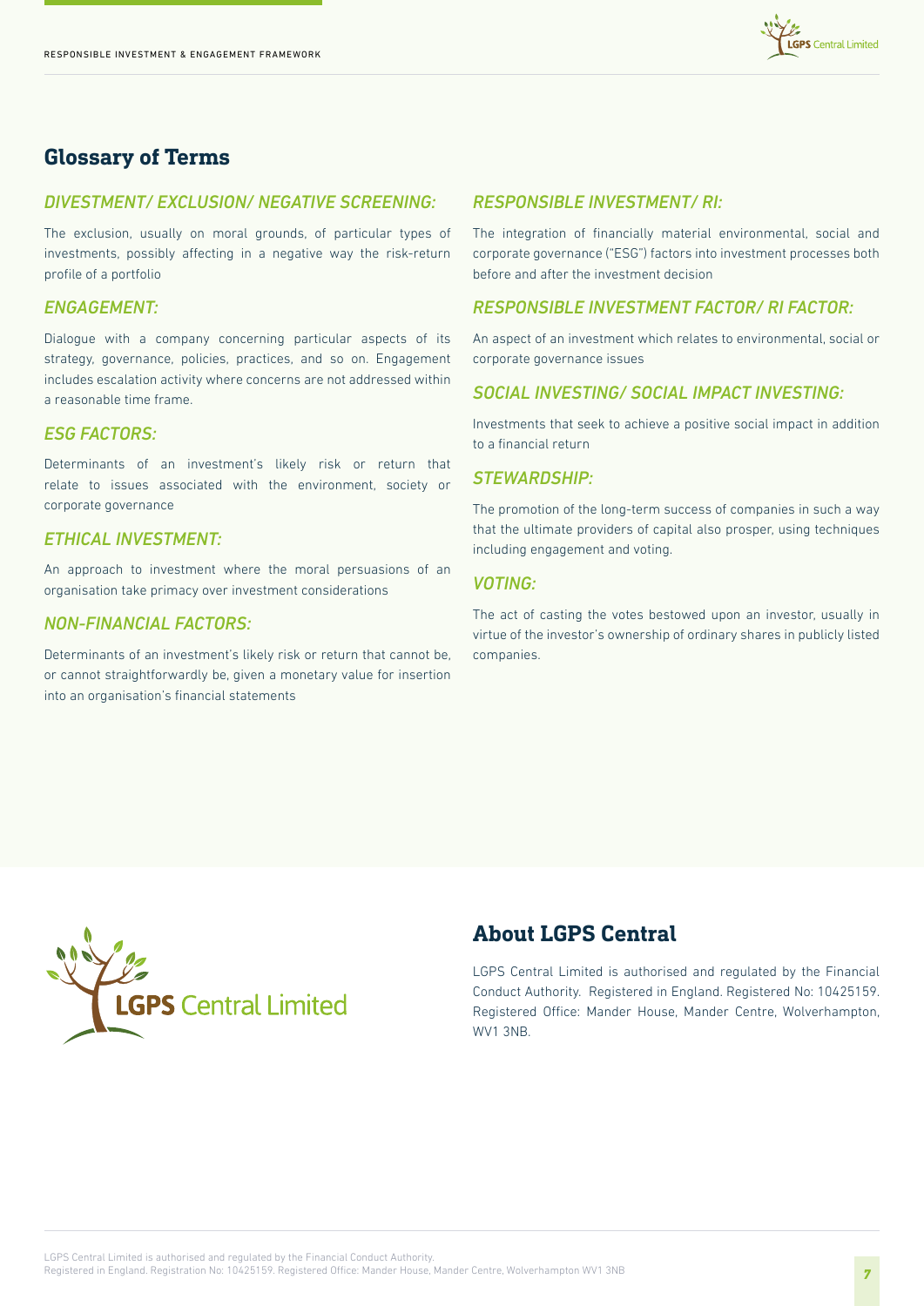## Glossary of Terms

### *DIVESTMENT/ EXCLUSION/ NEGATIVE SCREENING:*

The exclusion, usually on moral grounds, of particular types of investments, possibly affecting in a negative way the risk-return profile of a portfolio

### *ENGAGEMENT:*

Dialogue with a company concerning particular aspects of its strategy, governance, policies, practices, and so on. Engagement includes escalation activity where concerns are not addressed within a reasonable time frame.

### *ESG FACTORS:*

Determinants of an investment's likely risk or return that relate to issues associated with the environment, society or corporate governance

### *ETHICAL INVESTMENT:*

An approach to investment where the moral persuasions of an organisation take primacy over investment considerations

### *NON-FINANCIAL FACTORS:*

Determinants of an investment's likely risk or return that cannot be, or cannot straightforwardly be, given a monetary value for insertion into an organisation's financial statements

### *RESPONSIBLE INVESTMENT/ RI:*

The integration of financially material environmental, social and corporate governance ("ESG") factors into investment processes both before and after the investment decision

### *RESPONSIBLE INVESTMENT FACTOR/ RI FACTOR:*

An aspect of an investment which relates to environmental, social or corporate governance issues

### *SOCIAL INVESTING/ SOCIAL IMPACT INVESTING:*

Investments that seek to achieve a positive social impact in addition to a financial return

### *STEWARDSHIP:*

The promotion of the long-term success of companies in such a way that the ultimate providers of capital also prosper, using techniques including engagement and voting.

### *VOTING:*

The act of casting the votes bestowed upon an investor, usually in virtue of the investor's ownership of ordinary shares in publicly listed companies.

LGPS Central Limited

## About LGPS Central

LGPS Central Limited is authorised and regulated by the Financial Conduct Authority. Registered in England. Registered No: 10425159. Registered Office: Mander House, Mander Centre, Wolverhampton, WV1 3NB.